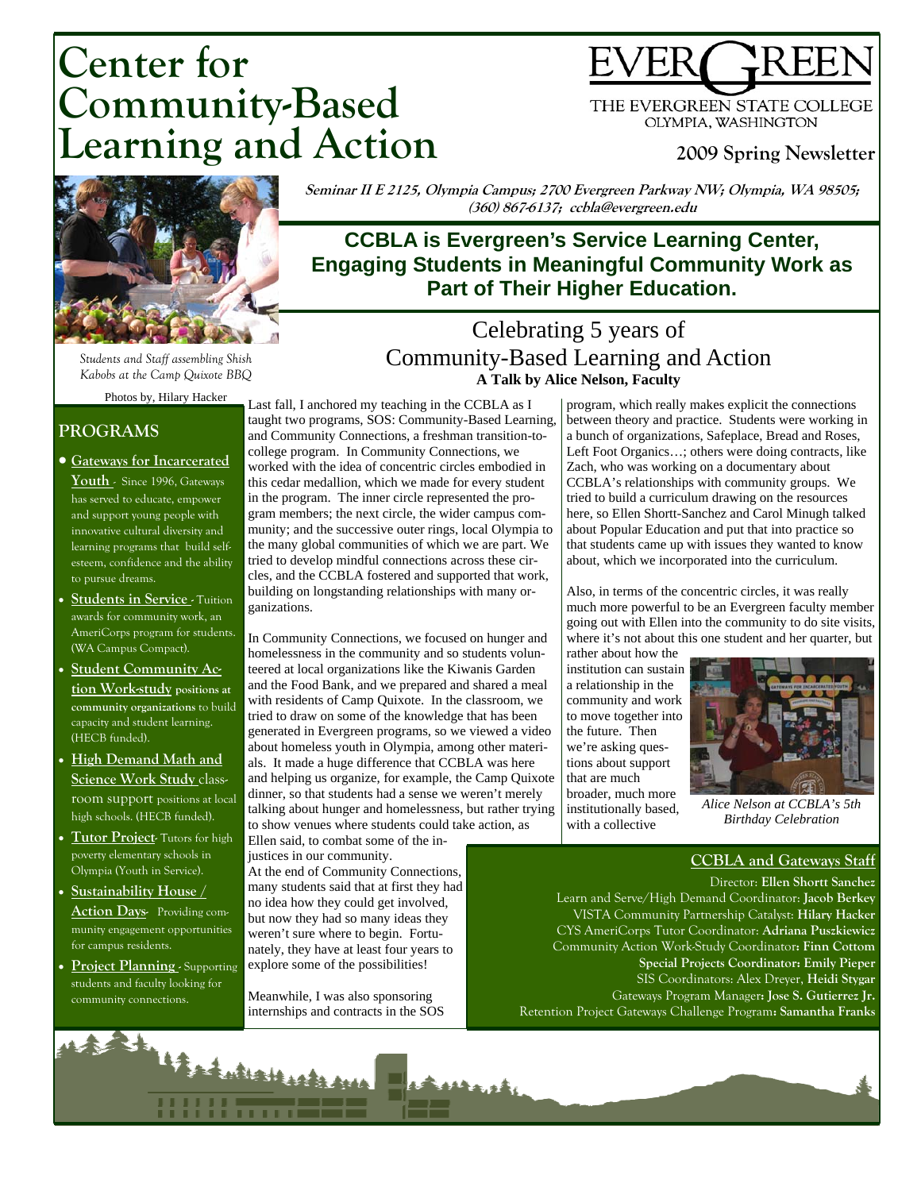# Center for Community-Based Learning and Action

THE EVERGREEN STATE COLLEGE
OLYMPIA, WASHINGTON

**2009 Spring Newsletter**

**Seminar II E 2125, Olympia Campus; 2700 Evergreen Parkway NW; Olympia, WA 98505; (360) 867-6137; ccbla@evergreen.edu**

## CCBLA is Evergreen's Service Learning Center, Engaging Students in Meaningful Community Work as Part of Their Higher Education.

*Students and Staff assembling Shish Kabobs at the Camp Quixote BBQ*

Photos by, Hilary Hacker

## PROGRAMS

- **Gateways for Incarcerated Youth** - Since 1996, Gateways has served to educate, empower and support young people with innovative cultural diversity and learning programs that build self-esteem, confidence and the ability to pursue dreams.
- **Students in Service** - Tuition awards for community work, an AmeriCorps program for students. (WA Campus Compact).
- **Student Community Action Work-study positions at community organizations** to build capacity and student learning. (HECB funded).
- **High Demand Math and Science Work Study** classroom support positions at local high schools. (HECB funded).
- **Tutor Project**- Tutors for high poverty elementary schools in Olympia (Youth in Service).
- **Sustainability House / Action Days**- Providing community engagement opportunities for campus residents.
- **Project Planning** - Supporting students and faculty looking for community connections.

## Celebrating 5 years of Community-Based Learning and Action

**A Talk by Alice Nelson, Faculty**

Last fall, I anchored my teaching in the CCBLA as I taught two programs, SOS: Community-Based Learning, and Community Connections, a freshman transition-to-college program. In Community Connections, we worked with the idea of concentric circles embodied in this cedar medallion, which we made for every student in the program. The inner circle represented the program members; the next circle, the wider campus community; and the successive outer rings, local Olympia to the many global communities of which we are part. We tried to develop mindful connections across these circles, and the CCBLA fostered and supported that work, building on longstanding relationships with many organizations.

In Community Connections, we focused on hunger and homelessness in the community and so students volunteered at local organizations like the Kiwanis Garden and the Food Bank, and we prepared and shared a meal with residents of Camp Quixote. In the classroom, we tried to draw on some of the knowledge that has been generated in Evergreen programs, so we viewed a video about homeless youth in Olympia, among other materials. It made a huge difference that CCBLA was here and helping us organize, for example, the Camp Quixote dinner, so that students had a sense we weren't merely talking about hunger and homelessness, but rather trying to show venues where students could take action, as Ellen said, to combat some of the injustices in our community.

At the end of Community Connections, many students said that at first they had no idea how they could get involved, but now they had so many ideas they weren't sure where to begin. Fortunately, they have at least four years to explore some of the possibilities!

Meanwhile, I was also sponsoring internships and contracts in the SOS program, which really makes explicit the connections between theory and practice. Students were working in a bunch of organizations, Safeplace, Bread and Roses, Left Foot Organics…; others were doing contracts, like Zach, who was working on a documentary about CCBLA's relationships with community groups. We tried to build a curriculum drawing on the resources here, so Ellen Shortt-Sanchez and Carol Minugh talked about Popular Education and put that into practice so that students came up with issues they wanted to know about, which we incorporated into the curriculum.

Also, in terms of the concentric circles, it was really much more powerful to be an Evergreen faculty member going out with Ellen into the community to do site visits, where it's not about this one student and her quarter, but rather about how the institution can sustain a relationship in the community and work to move together into the future. Then we're asking questions about support that are much broader, much more institutionally based, with a collective

*Alice Nelson at CCBLA's 5th Birthday Celebration*

### CCBLA and Gateways Staff

Director: **Ellen Shortt Sanchez**
Learn and Serve/High Demand Coordinator: **Jacob Berkey**
VISTA Community Partnership Catalyst: **Hilary Hacker**
CYS AmeriCorps Tutor Coordinator: **Adriana Puszkiewicz**
Community Action Work-Study Coordinator: **Finn Cottom**
**Special Projects Coordinator: Emily Pieper**
SIS Coordinators: Alex Dreyer, **Heidi Stygar**
Gateways Program Manager: **Jose S. Gutierrez Jr.**
Retention Project Gateways Challenge Program: **Samantha Franks**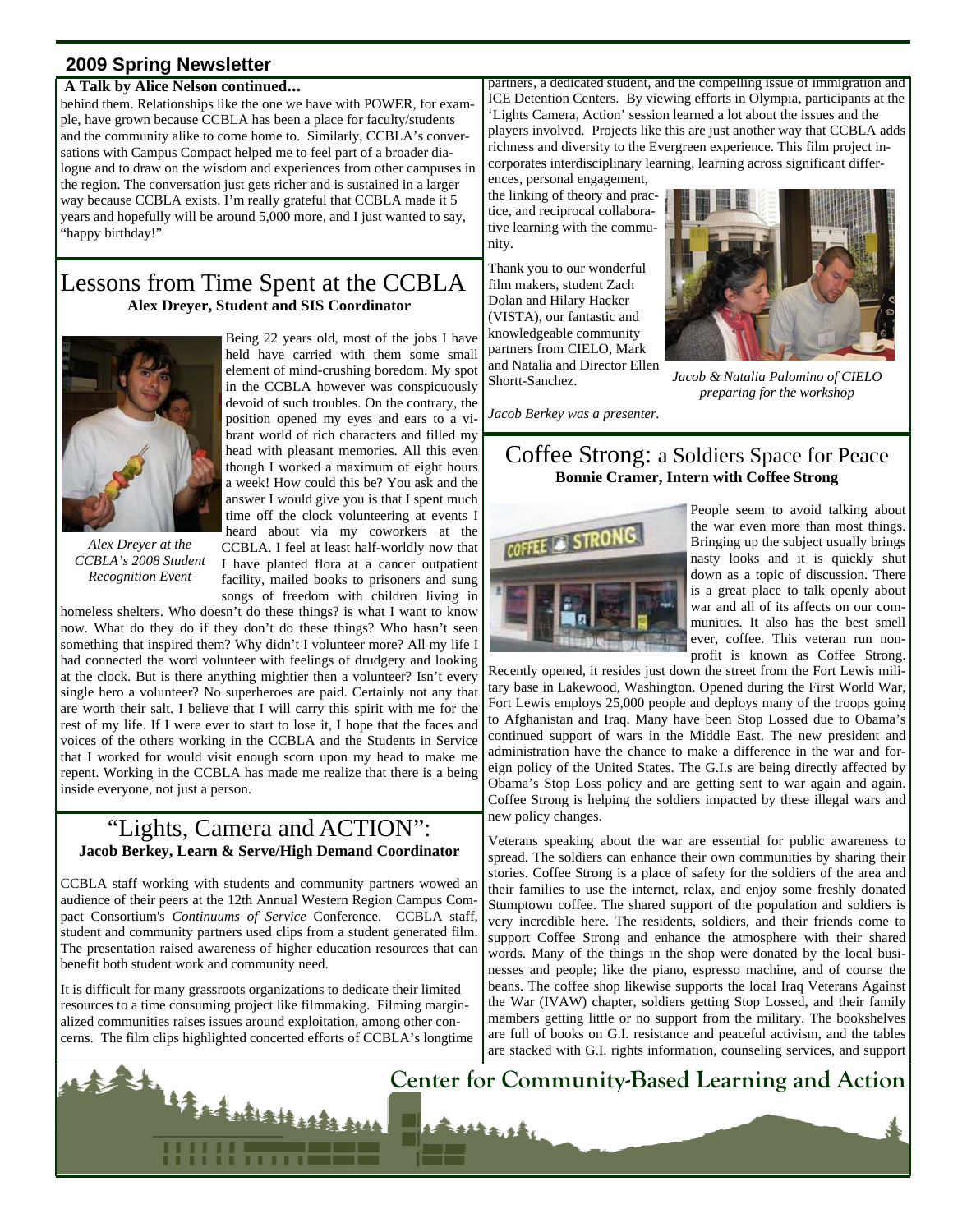## 2009 Spring Newsletter

**A Talk by Alice Nelson continued...**

behind them. Relationships like the one we have with POWER, for example, have grown because CCBLA has been a place for faculty/students and the community alike to come home to. Similarly, CCBLA's conversations with Campus Compact helped me to feel part of a broader dialogue and to draw on the wisdom and experiences from other campuses in the region. The conversation just gets richer and is sustained in a larger way because CCBLA exists. I'm really grateful that CCBLA made it 5 years and hopefully will be around 5,000 more, and I just wanted to say, "happy birthday!"

# Lessons from Time Spent at the CCBLA

**Alex Dreyer, Student and SIS Coordinator**

*Alex Dreyer at the CCBLA's 2008 Student Recognition Event*

Being 22 years old, most of the jobs I have held have carried with them some small element of mind-crushing boredom. My spot in the CCBLA however was conspicuously devoid of such troubles. On the contrary, the position opened my eyes and ears to a vibrant world of rich characters and filled my head with pleasant memories. All this even though I worked a maximum of eight hours a week! How could this be? You ask and the answer I would give you is that I spent much time off the clock volunteering at events I heard about via my coworkers at the CCBLA. I feel at least half-worldly now that I have planted flora at a cancer outpatient facility, mailed books to prisoners and sung songs of freedom with children living in homeless shelters. Who doesn't do these things? is what I want to know now. What do they do if they don't do these things? Who hasn't seen something that inspired them? Why didn't I volunteer more? All my life I had connected the word volunteer with feelings of drudgery and looking at the clock. But is there anything mightier then a volunteer? Isn't every single hero a volunteer? No superheroes are paid. Certainly not any that are worth their salt. I believe that I will carry this spirit with me for the rest of my life. If I were ever to start to lose it, I hope that the faces and voices of the others working in the CCBLA and the Students in Service that I worked for would visit enough scorn upon my head to make me repent. Working in the CCBLA has made me realize that there is a being inside everyone, not just a person.

# "Lights, Camera and ACTION":

**Jacob Berkey, Learn & Serve/High Demand Coordinator**

CCBLA staff working with students and community partners wowed an audience of their peers at the 12th Annual Western Region Campus Compact Consortium's *Continuums of Service* Conference. CCBLA staff, student and community partners used clips from a student generated film. The presentation raised awareness of higher education resources that can benefit both student work and community need.

It is difficult for many grassroots organizations to dedicate their limited resources to a time consuming project like filmmaking. Filming marginalized communities raises issues around exploitation, among other concerns. The film clips highlighted concerted efforts of CCBLA's longtime partners, a dedicated student, and the compelling issue of immigration and ICE Detention Centers. By viewing efforts in Olympia, participants at the 'Lights Camera, Action' session learned a lot about the issues and the players involved. Projects like this are just another way that CCBLA adds richness and diversity to the Evergreen experience. This film project incorporates interdisciplinary learning, learning across significant differences, personal engagement, the linking of theory and practice, and reciprocal collaborative learning with the community.

Thank you to our wonderful film makers, student Zach Dolan and Hilary Hacker (VISTA), our fantastic and knowledgeable community partners from CIELO, Mark and Natalia and Director Ellen Shortt-Sanchez.

*Jacob & Natalia Palomino of CIELO preparing for the workshop*

*Jacob Berkey was a presenter.*

# Coffee Strong: a Soldiers Space for Peace

**Bonnie Cramer, Intern with Coffee Strong**

People seem to avoid talking about the war even more than most things. Bringing up the subject usually brings nasty looks and it is quickly shut down as a topic of discussion. There is a great place to talk openly about war and all of its affects on our communities. It also has the best smell ever, coffee. This veteran run non-profit is known as Coffee Strong. Recently opened, it resides just down the street from the Fort Lewis military base in Lakewood, Washington. Opened during the First World War, Fort Lewis employs 25,000 people and deploys many of the troops going to Afghanistan and Iraq. Many have been Stop Lossed due to Obama's continued support of wars in the Middle East. The new president and administration have the chance to make a difference in the war and foreign policy of the United States. The G.I.s are being directly affected by Obama's Stop Loss policy and are getting sent to war again and again. Coffee Strong is helping the soldiers impacted by these illegal wars and new policy changes.

Veterans speaking about the war are essential for public awareness to spread. The soldiers can enhance their own communities by sharing their stories. Coffee Strong is a place of safety for the soldiers of the area and their families to use the internet, relax, and enjoy some freshly donated Stumptown coffee. The shared support of the population and soldiers is very incredible here. The residents, soldiers, and their friends come to support Coffee Strong and enhance the atmosphere with their shared words. Many of the things in the shop were donated by the local businesses and people; like the piano, espresso machine, and of course the beans. The coffee shop likewise supports the local Iraq Veterans Against the War (IVAW) chapter, soldiers getting Stop Lossed, and their family members getting little or no support from the military. The bookshelves are full of books on G.I. resistance and peaceful activism, and the tables are stacked with G.I. rights information, counseling services, and support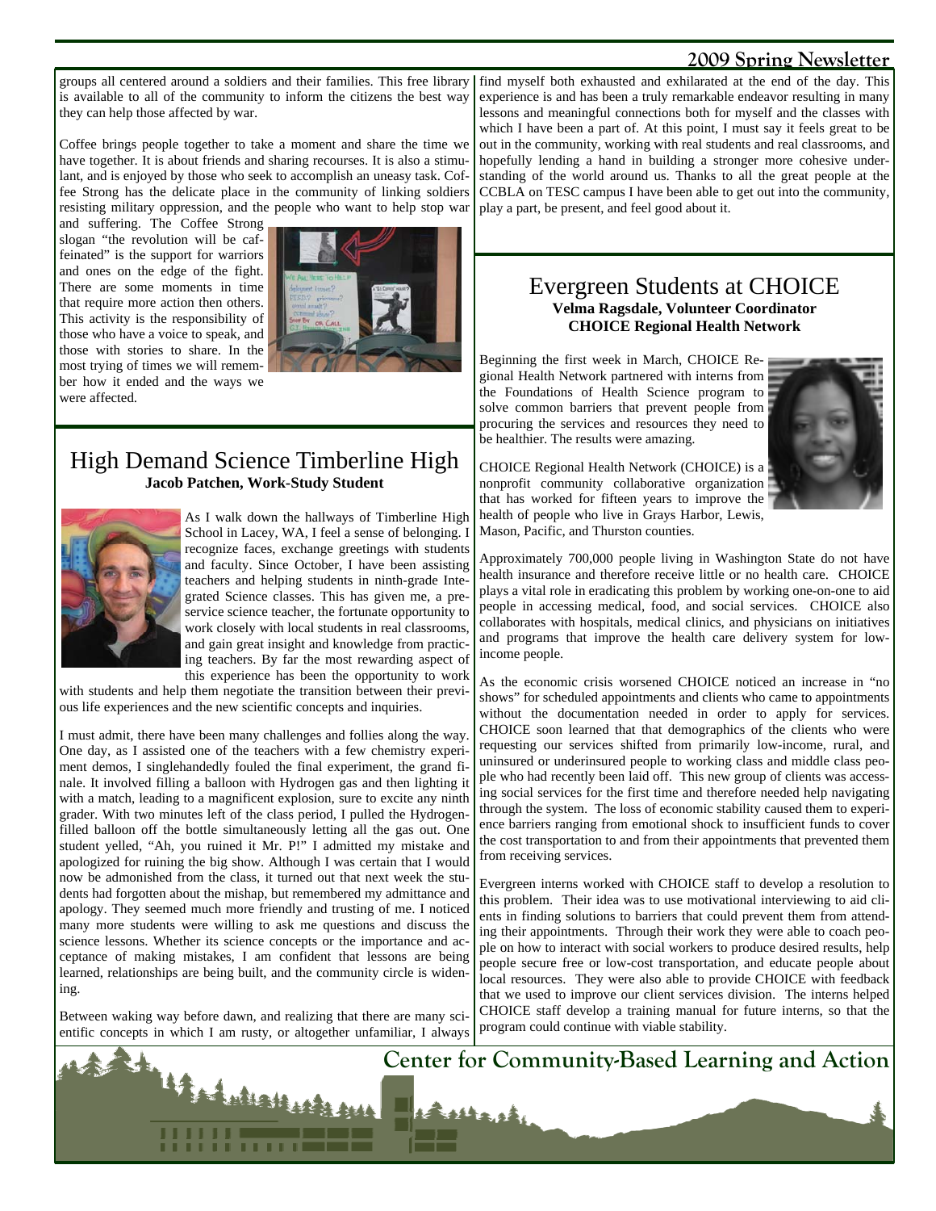groups all centered around a soldiers and their families. This free library is available to all of the community to inform the citizens the best way they can help those affected by war.

Coffee brings people together to take a moment and share the time we have together. It is about friends and sharing recourses. It is also a stimulant, and is enjoyed by those who seek to accomplish an uneasy task. Coffee Strong has the delicate place in the community of linking soldiers resisting military oppression, and the people who want to help stop war and suffering. The Coffee Strong slogan "the revolution will be caffeinated" is the support for warriors and ones on the edge of the fight. There are some moments in time that require more action then others. This activity is the responsibility of those who have a voice to speak, and those with stories to share. In the most trying of times we will remember how it ended and the ways we were affected.

## High Demand Science Timberline High

**Jacob Patchen, Work-Study Student**

As I walk down the hallways of Timberline High School in Lacey, WA, I feel a sense of belonging. I recognize faces, exchange greetings with students and faculty. Since October, I have been assisting teachers and helping students in ninth-grade Integrated Science classes. This has given me, a pre-service science teacher, the fortunate opportunity to work closely with local students in real classrooms, and gain great insight and knowledge from practicing teachers. By far the most rewarding aspect of this experience has been the opportunity to work with students and help them negotiate the transition between their previous life experiences and the new scientific concepts and inquiries.

I must admit, there have been many challenges and follies along the way. One day, as I assisted one of the teachers with a few chemistry experiment demos, I singlehandedly fouled the final experiment, the grand finale. It involved filling a balloon with Hydrogen gas and then lighting it with a match, leading to a magnificent explosion, sure to excite any ninth grader. With two minutes left of the class period, I pulled the Hydrogen-filled balloon off the bottle simultaneously letting all the gas out. One student yelled, "Ah, you ruined it Mr. P!" I admitted my mistake and apologized for ruining the big show. Although I was certain that I would now be admonished from the class, it turned out that next week the students had forgotten about the mishap, but remembered my admittance and apology. They seemed much more friendly and trusting of me. I noticed many more students were willing to ask me questions and discuss the science lessons. Whether its science concepts or the importance and acceptance of making mistakes, I am confident that lessons are being learned, relationships are being built, and the community circle is widening.

Between waking way before dawn, and realizing that there are many scientific concepts in which I am rusty, or altogether unfamiliar, I always find myself both exhausted and exhilarated at the end of the day. This experience is and has been a truly remarkable endeavor resulting in many lessons and meaningful connections both for myself and the classes with which I have been a part of. At this point, I must say it feels great to be out in the community, working with real students and real classrooms, and hopefully lending a hand in building a stronger more cohesive understanding of the world around us. Thanks to all the great people at the CCBLA on TESC campus I have been able to get out into the community, play a part, be present, and feel good about it.

## Evergreen Students at CHOICE

**Velma Ragsdale, Volunteer Coordinator**
**CHOICE Regional Health Network**

Beginning the first week in March, CHOICE Regional Health Network partnered with interns from the Foundations of Health Science program to solve common barriers that prevent people from procuring the services and resources they need to be healthier. The results were amazing.

CHOICE Regional Health Network (CHOICE) is a nonprofit community collaborative organization that has worked for fifteen years to improve the health of people who live in Grays Harbor, Lewis, Mason, Pacific, and Thurston counties.

Approximately 700,000 people living in Washington State do not have health insurance and therefore receive little or no health care. CHOICE plays a vital role in eradicating this problem by working one-on-one to aid people in accessing medical, food, and social services. CHOICE also collaborates with hospitals, medical clinics, and physicians on initiatives and programs that improve the health care delivery system for low-income people.

As the economic crisis worsened CHOICE noticed an increase in "no shows" for scheduled appointments and clients who came to appointments without the documentation needed in order to apply for services. CHOICE soon learned that that demographics of the clients who were requesting our services shifted from primarily low-income, rural, and uninsured or underinsured people to working class and middle class people who had recently been laid off. This new group of clients was accessing social services for the first time and therefore needed help navigating through the system. The loss of economic stability caused them to experience barriers ranging from emotional shock to insufficient funds to cover the cost transportation to and from their appointments that prevented them from receiving services.

Evergreen interns worked with CHOICE staff to develop a resolution to this problem. Their idea was to use motivational interviewing to aid clients in finding solutions to barriers that could prevent them from attending their appointments. Through their work they were able to coach people on how to interact with social workers to produce desired results, help people secure free or low-cost transportation, and educate people about local resources. They were also able to provide CHOICE with feedback that we used to improve our client services division. The interns helped CHOICE staff develop a training manual for future interns, so that the program could continue with viable stability.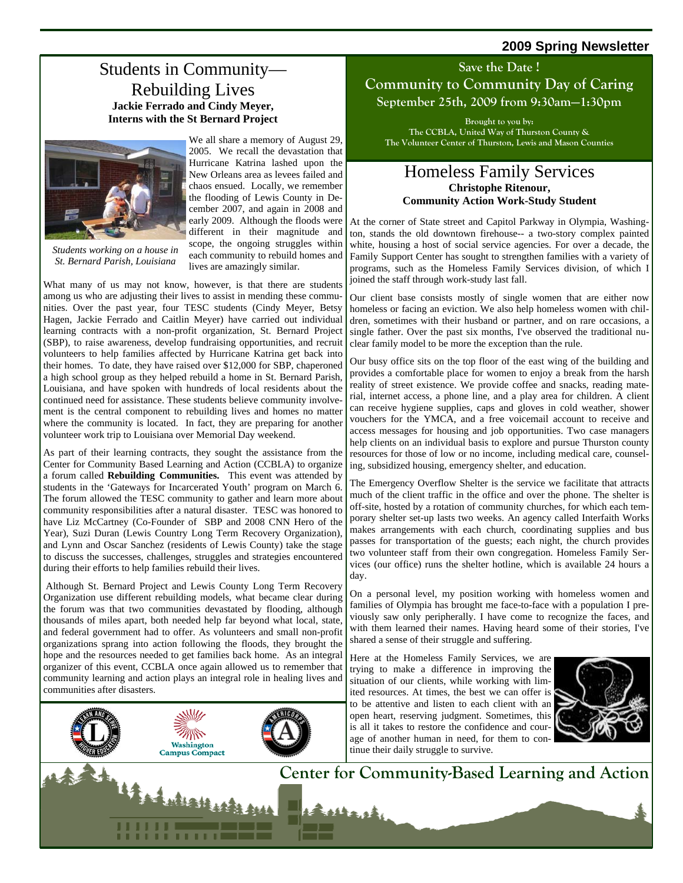2009 Spring Newsletter

# Students in Community—Rebuilding Lives

**Jackie Ferrado and Cindy Meyer, Interns with the St Bernard Project**

*Students working on a house in St. Bernard Parish, Louisiana*

We all share a memory of August 29, 2005. We recall the devastation that Hurricane Katrina lashed upon the New Orleans area as levees failed and chaos ensued. Locally, we remember the flooding of Lewis County in December 2007, and again in 2008 and early 2009. Although the floods were different in their magnitude and scope, the ongoing struggles within each community to rebuild homes and lives are amazingly similar.

What many of us may not know, however, is that there are students among us who are adjusting their lives to assist in mending these communities. Over the past year, four TESC students (Cindy Meyer, Betsy Hagen, Jackie Ferrado and Caitlin Meyer) have carried out individual learning contracts with a non-profit organization, St. Bernard Project (SBP), to raise awareness, develop fundraising opportunities, and recruit volunteers to help families affected by Hurricane Katrina get back into their homes. To date, they have raised over $12,000 for SBP, chaperoned a high school group as they helped rebuild a home in St. Bernard Parish, Louisiana, and have spoken with hundreds of local residents about the continued need for assistance. These students believe community involvement is the central component to rebuilding lives and homes no matter where the community is located. In fact, they are preparing for another volunteer work trip to Louisiana over Memorial Day weekend.

As part of their learning contracts, they sought the assistance from the Center for Community Based Learning and Action (CCBLA) to organize a forum called **Rebuilding Communities.** This event was attended by students in the 'Gateways for Incarcerated Youth' program on March 6. The forum allowed the TESC community to gather and learn more about community responsibilities after a natural disaster. TESC was honored to have Liz McCartney (Co-Founder of SBP and 2008 CNN Hero of the Year), Suzi Duran (Lewis Country Long Term Recovery Organization), and Lynn and Oscar Sanchez (residents of Lewis County) take the stage to discuss the successes, challenges, struggles and strategies encountered during their efforts to help families rebuild their lives.

Although St. Bernard Project and Lewis County Long Term Recovery Organization use different rebuilding models, what became clear during the forum was that two communities devastated by flooding, although thousands of miles apart, both needed help far beyond what local, state, and federal government had to offer. As volunteers and small non-profit organizations sprang into action following the floods, they brought the hope and the resources needed to get families back home. As an integral organizer of this event, CCBLA once again allowed us to remember that community learning and action plays an integral role in healing lives and communities after disasters.

Washington Campus Compact

## Save the Date ! Community to Community Day of Caring September 25th, 2009 from 9:30am—1:30pm

Brought to you by:
The CCBLA, United Way of Thurston County &
The Volunteer Center of Thurston, Lewis and Mason Counties

# Homeless Family Services

**Christophe Ritenour, Community Action Work-Study Student**

At the corner of State street and Capitol Parkway in Olympia, Washington, stands the old downtown firehouse-- a two-story complex painted white, housing a host of social service agencies. For over a decade, the Family Support Center has sought to strengthen families with a variety of programs, such as the Homeless Family Services division, of which I joined the staff through work-study last fall.

Our client base consists mostly of single women that are either now homeless or facing an eviction. We also help homeless women with children, sometimes with their husband or partner, and on rare occasions, a single father. Over the past six months, I've observed the traditional nuclear family model to be more the exception than the rule.

Our busy office sits on the top floor of the east wing of the building and provides a comfortable place for women to enjoy a break from the harsh reality of street existence. We provide coffee and snacks, reading material, internet access, a phone line, and a play area for children. A client can receive hygiene supplies, caps and gloves in cold weather, shower vouchers for the YMCA, and a free voicemail account to receive and access messages for housing and job opportunities. Two case managers help clients on an individual basis to explore and pursue Thurston county resources for those of low or no income, including medical care, counseling, subsidized housing, emergency shelter, and education.

The Emergency Overflow Shelter is the service we facilitate that attracts much of the client traffic in the office and over the phone. The shelter is off-site, hosted by a rotation of community churches, for which each temporary shelter set-up lasts two weeks. An agency called Interfaith Works makes arrangements with each church, coordinating supplies and bus passes for transportation of the guests; each night, the church provides two volunteer staff from their own congregation. Homeless Family Services (our office) runs the shelter hotline, which is available 24 hours a day.

On a personal level, my position working with homeless women and families of Olympia has brought me face-to-face with a population I previously saw only peripherally. I have come to recognize the faces, and with them learned their names. Having heard some of their stories, I've shared a sense of their struggle and suffering.

Here at the Homeless Family Services, we are trying to make a difference in improving the situation of our clients, while working with limited resources. At times, the best we can offer is to be attentive and listen to each client with an open heart, reserving judgment. Sometimes, this is all it takes to restore the confidence and courage of another human in need, for them to continue their daily struggle to survive.

## Center for Community-Based Learning and Action